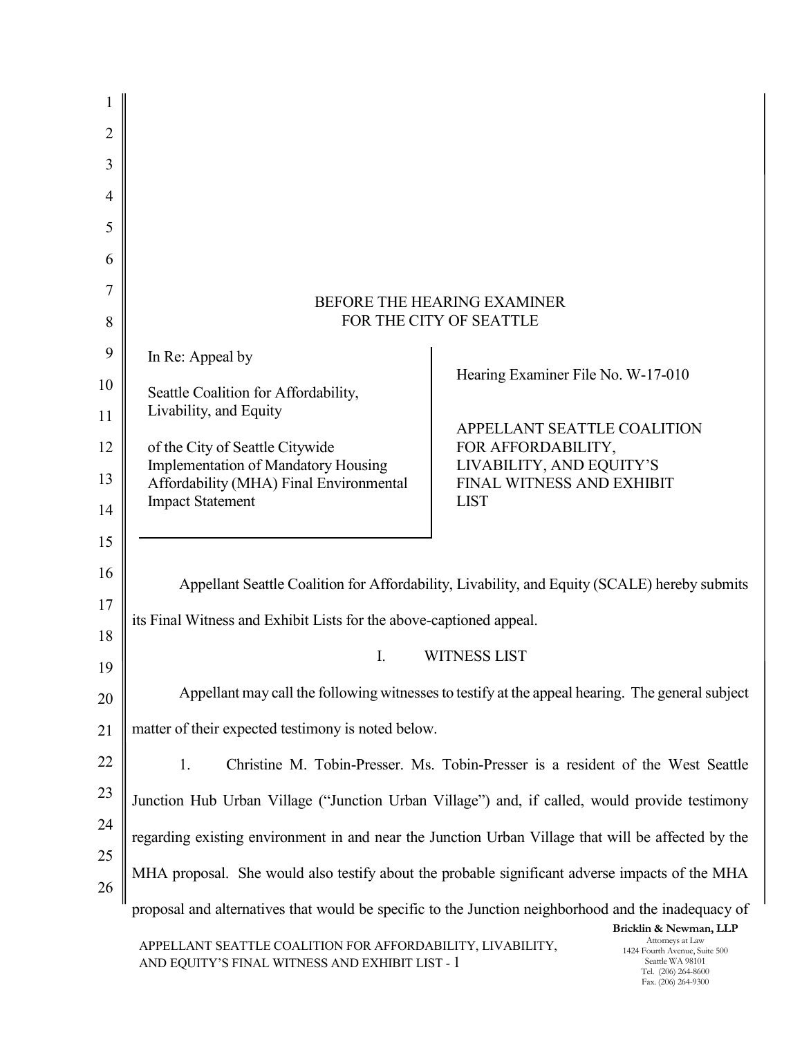BEFORE THE HEARING EXAMINER
FOR THE CITY OF SEATTLE

| In Re: Appeal by<br><br>Seattle Coalition for Affordability, Livability, and Equity<br><br>of the City of Seattle Citywide Implementation of Mandatory Housing Affordability (MHA) Final Environmental Impact Statement | Hearing Examiner File No. W-17-010<br><br>APPELLANT SEATTLE COALITION FOR AFFORDABILITY, LIVABILITY, AND EQUITY'S FINAL WITNESS AND EXHIBIT LIST |
|---|---|

Appellant Seattle Coalition for Affordability, Livability, and Equity (SCALE) hereby submits its Final Witness and Exhibit Lists for the above-captioned appeal.

## I. WITNESS LIST

Appellant may call the following witnesses to testify at the appeal hearing. The general subject matter of their expected testimony is noted below.

1. Christine M. Tobin-Presser. Ms. Tobin-Presser is a resident of the West Seattle Junction Hub Urban Village ("Junction Urban Village") and, if called, would provide testimony regarding existing environment in and near the Junction Urban Village that will be affected by the MHA proposal. She would also testify about the probable significant adverse impacts of the MHA proposal and alternatives that would be specific to the Junction neighborhood and the inadequacy of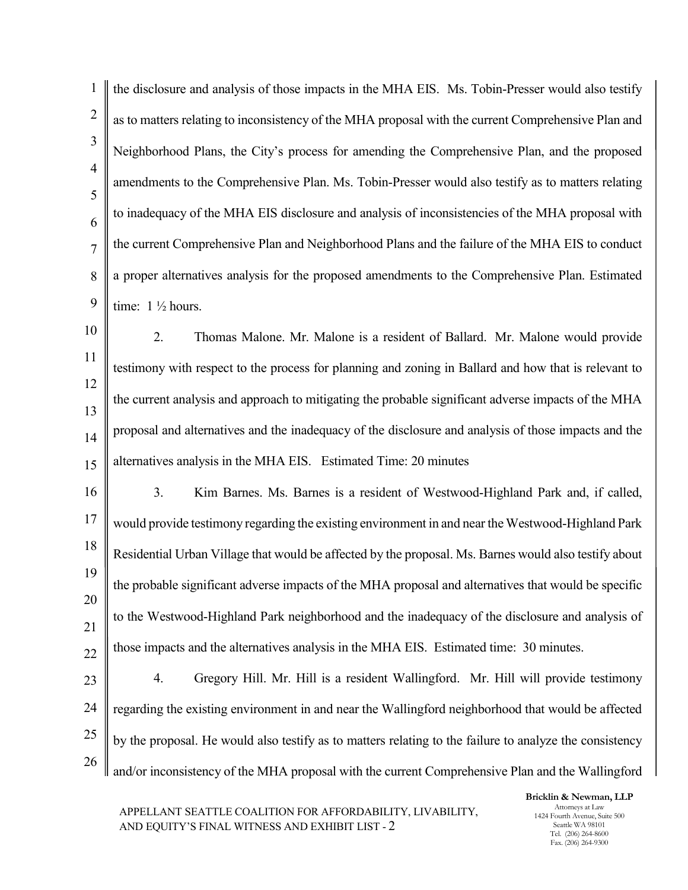the disclosure and analysis of those impacts in the MHA EIS. Ms. Tobin-Presser would also testify as to matters relating to inconsistency of the MHA proposal with the current Comprehensive Plan and Neighborhood Plans, the City's process for amending the Comprehensive Plan, and the proposed amendments to the Comprehensive Plan. Ms. Tobin-Presser would also testify as to matters relating to inadequacy of the MHA EIS disclosure and analysis of inconsistencies of the MHA proposal with the current Comprehensive Plan and Neighborhood Plans and the failure of the MHA EIS to conduct a proper alternatives analysis for the proposed amendments to the Comprehensive Plan. Estimated time: 1 ½ hours.

2. Thomas Malone. Mr. Malone is a resident of Ballard. Mr. Malone would provide testimony with respect to the process for planning and zoning in Ballard and how that is relevant to the current analysis and approach to mitigating the probable significant adverse impacts of the MHA proposal and alternatives and the inadequacy of the disclosure and analysis of those impacts and the alternatives analysis in the MHA EIS. Estimated Time: 20 minutes

3. Kim Barnes. Ms. Barnes is a resident of Westwood-Highland Park and, if called, would provide testimony regarding the existing environment in and near the Westwood-Highland Park Residential Urban Village that would be affected by the proposal. Ms. Barnes would also testify about the probable significant adverse impacts of the MHA proposal and alternatives that would be specific to the Westwood-Highland Park neighborhood and the inadequacy of the disclosure and analysis of those impacts and the alternatives analysis in the MHA EIS. Estimated time: 30 minutes.

4. Gregory Hill. Mr. Hill is a resident Wallingford. Mr. Hill will provide testimony regarding the existing environment in and near the Wallingford neighborhood that would be affected by the proposal. He would also testify as to matters relating to the failure to analyze the consistency and/or inconsistency of the MHA proposal with the current Comprehensive Plan and the Wallingford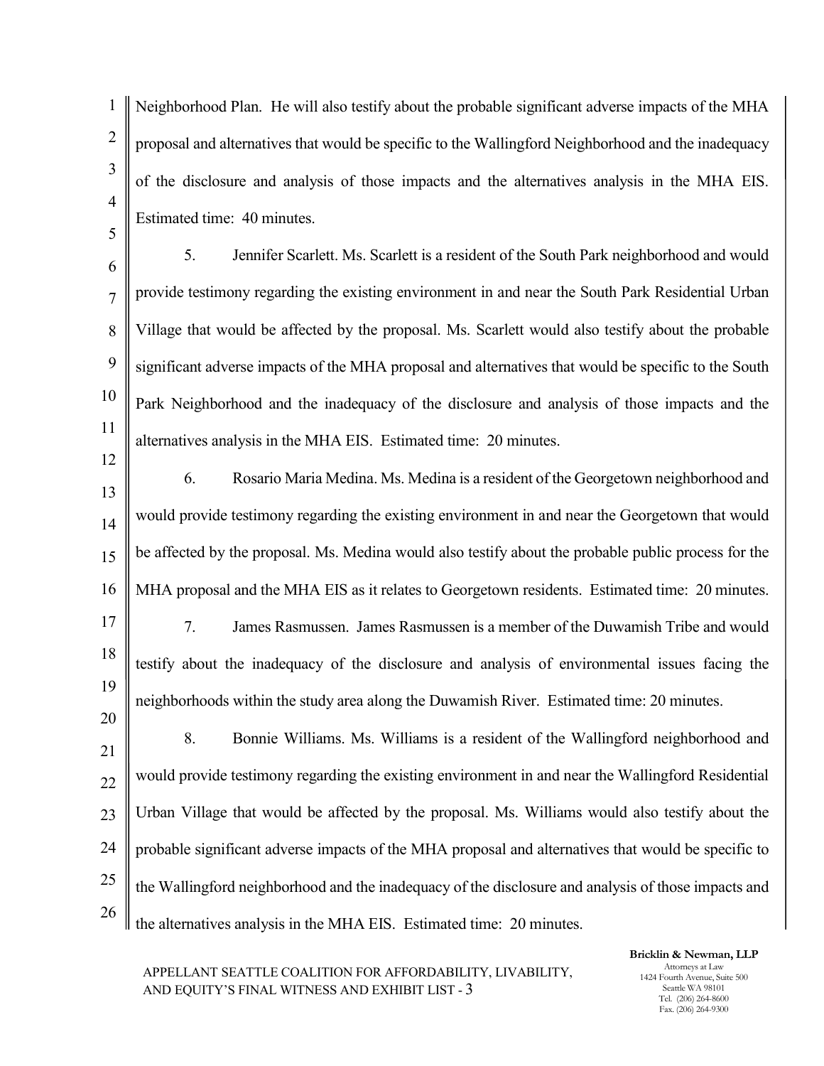Neighborhood Plan. He will also testify about the probable significant adverse impacts of the MHA proposal and alternatives that would be specific to the Wallingford Neighborhood and the inadequacy of the disclosure and analysis of those impacts and the alternatives analysis in the MHA EIS. Estimated time: 40 minutes.

5. Jennifer Scarlett. Ms. Scarlett is a resident of the South Park neighborhood and would provide testimony regarding the existing environment in and near the South Park Residential Urban Village that would be affected by the proposal. Ms. Scarlett would also testify about the probable significant adverse impacts of the MHA proposal and alternatives that would be specific to the South Park Neighborhood and the inadequacy of the disclosure and analysis of those impacts and the alternatives analysis in the MHA EIS. Estimated time: 20 minutes.

6. Rosario Maria Medina. Ms. Medina is a resident of the Georgetown neighborhood and would provide testimony regarding the existing environment in and near the Georgetown that would be affected by the proposal. Ms. Medina would also testify about the probable public process for the MHA proposal and the MHA EIS as it relates to Georgetown residents. Estimated time: 20 minutes.

7. James Rasmussen. James Rasmussen is a member of the Duwamish Tribe and would testify about the inadequacy of the disclosure and analysis of environmental issues facing the neighborhoods within the study area along the Duwamish River. Estimated time: 20 minutes.

8. Bonnie Williams. Ms. Williams is a resident of the Wallingford neighborhood and would provide testimony regarding the existing environment in and near the Wallingford Residential Urban Village that would be affected by the proposal. Ms. Williams would also testify about the probable significant adverse impacts of the MHA proposal and alternatives that would be specific to the Wallingford neighborhood and the inadequacy of the disclosure and analysis of those impacts and the alternatives analysis in the MHA EIS. Estimated time: 20 minutes.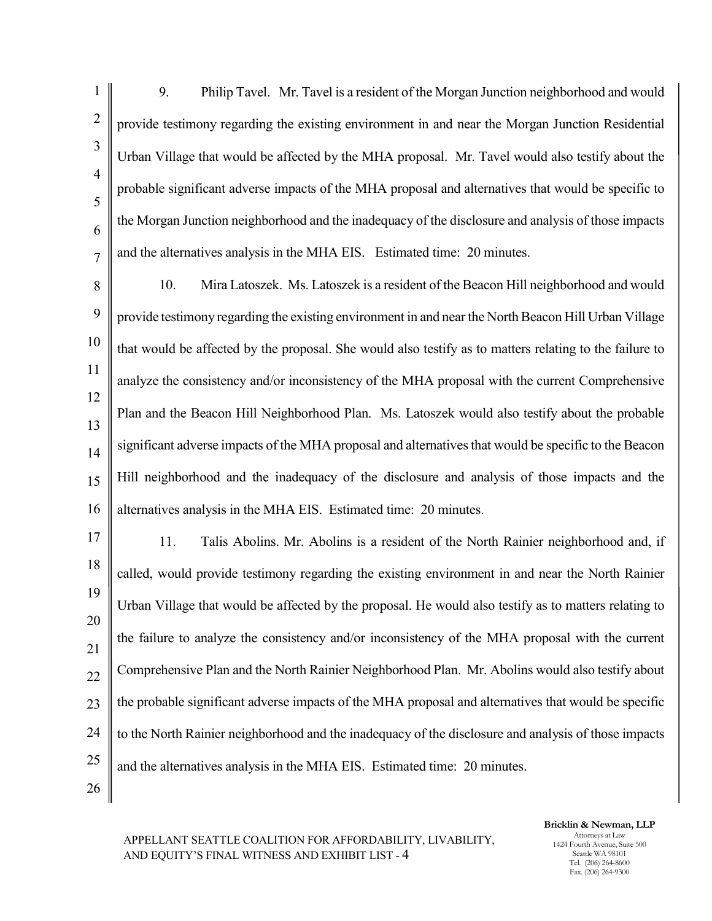9. Philip Tavel. Mr. Tavel is a resident of the Morgan Junction neighborhood and would provide testimony regarding the existing environment in and near the Morgan Junction Residential Urban Village that would be affected by the MHA proposal. Mr. Tavel would also testify about the probable significant adverse impacts of the MHA proposal and alternatives that would be specific to the Morgan Junction neighborhood and the inadequacy of the disclosure and analysis of those impacts and the alternatives analysis in the MHA EIS. Estimated time: 20 minutes.

10. Mira Latoszek. Ms. Latoszek is a resident of the Beacon Hill neighborhood and would provide testimony regarding the existing environment in and near the North Beacon Hill Urban Village that would be affected by the proposal. She would also testify as to matters relating to the failure to analyze the consistency and/or inconsistency of the MHA proposal with the current Comprehensive Plan and the Beacon Hill Neighborhood Plan. Ms. Latoszek would also testify about the probable significant adverse impacts of the MHA proposal and alternatives that would be specific to the Beacon Hill neighborhood and the inadequacy of the disclosure and analysis of those impacts and the alternatives analysis in the MHA EIS. Estimated time: 20 minutes.

11. Talis Abolins. Mr. Abolins is a resident of the North Rainier neighborhood and, if called, would provide testimony regarding the existing environment in and near the North Rainier Urban Village that would be affected by the proposal. He would also testify as to matters relating to the failure to analyze the consistency and/or inconsistency of the MHA proposal with the current Comprehensive Plan and the North Rainier Neighborhood Plan. Mr. Abolins would also testify about the probable significant adverse impacts of the MHA proposal and alternatives that would be specific to the North Rainier neighborhood and the inadequacy of the disclosure and analysis of those impacts and the alternatives analysis in the MHA EIS. Estimated time: 20 minutes.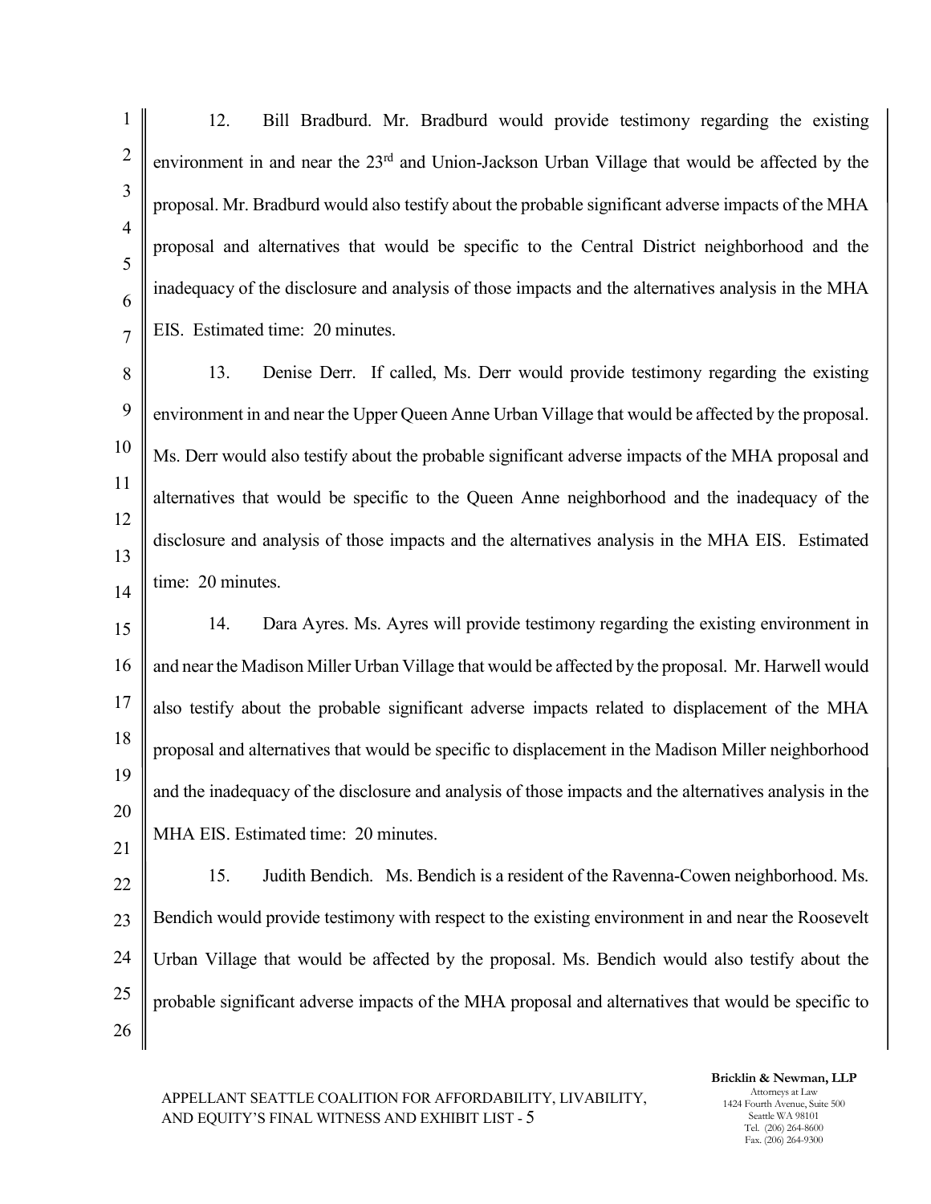12. Bill Bradburd. Mr. Bradburd would provide testimony regarding the existing environment in and near the 23rd and Union-Jackson Urban Village that would be affected by the proposal. Mr. Bradburd would also testify about the probable significant adverse impacts of the MHA proposal and alternatives that would be specific to the Central District neighborhood and the inadequacy of the disclosure and analysis of those impacts and the alternatives analysis in the MHA EIS. Estimated time: 20 minutes.

13. Denise Derr. If called, Ms. Derr would provide testimony regarding the existing environment in and near the Upper Queen Anne Urban Village that would be affected by the proposal. Ms. Derr would also testify about the probable significant adverse impacts of the MHA proposal and alternatives that would be specific to the Queen Anne neighborhood and the inadequacy of the disclosure and analysis of those impacts and the alternatives analysis in the MHA EIS. Estimated time: 20 minutes.

14. Dara Ayres. Ms. Ayres will provide testimony regarding the existing environment in and near the Madison Miller Urban Village that would be affected by the proposal. Mr. Harwell would also testify about the probable significant adverse impacts related to displacement of the MHA proposal and alternatives that would be specific to displacement in the Madison Miller neighborhood and the inadequacy of the disclosure and analysis of those impacts and the alternatives analysis in the MHA EIS. Estimated time: 20 minutes.

15. Judith Bendich. Ms. Bendich is a resident of the Ravenna-Cowen neighborhood. Ms. Bendich would provide testimony with respect to the existing environment in and near the Roosevelt Urban Village that would be affected by the proposal. Ms. Bendich would also testify about the probable significant adverse impacts of the MHA proposal and alternatives that would be specific to

APPELLANT SEATTLE COALITION FOR AFFORDABILITY, LIVABILITY, AND EQUITY'S FINAL WITNESS AND EXHIBIT LIST - 5

**Bricklin & Newman, LLP**
Attorneys at Law
1424 Fourth Avenue, Suite 500
Seattle WA 98101
Tel. (206) 264-8600
Fax. (206) 264-9300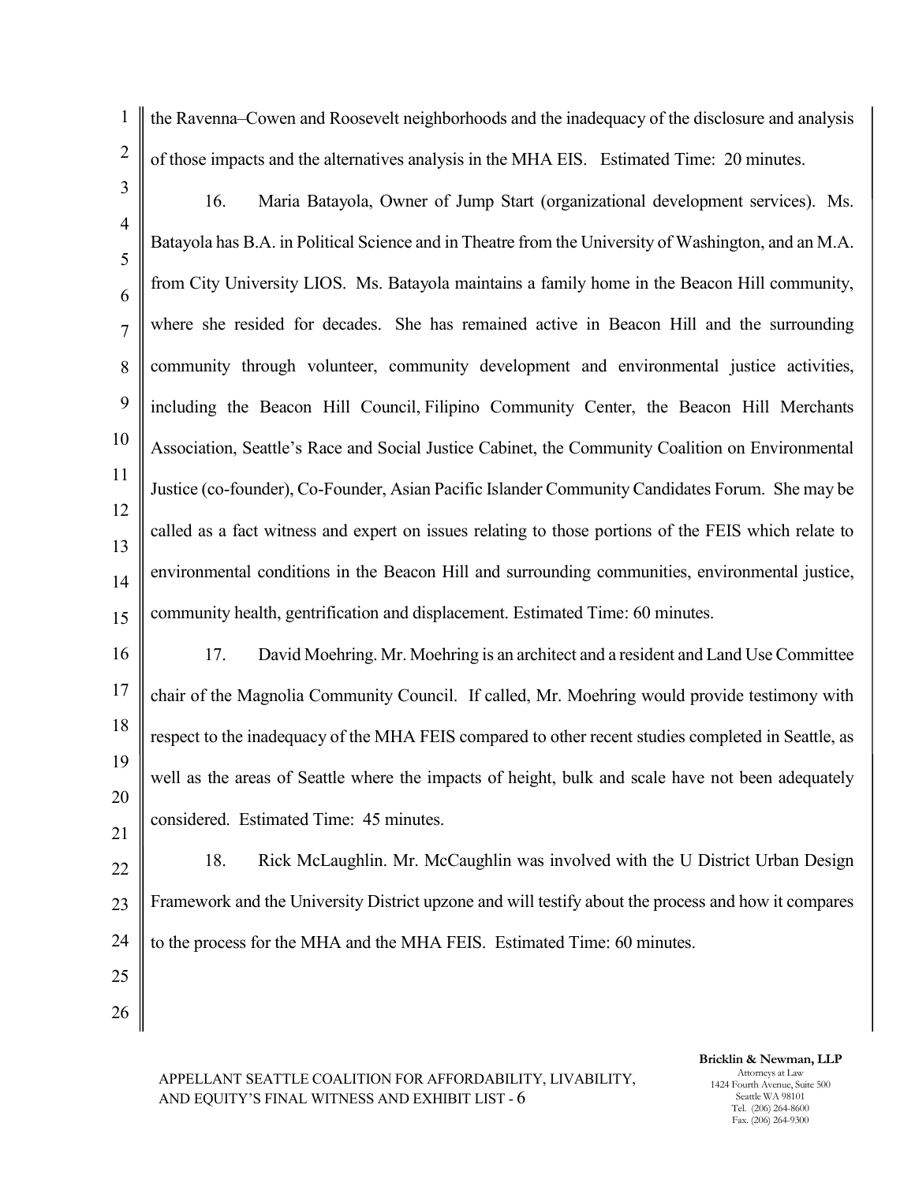the Ravenna–Cowen and Roosevelt neighborhoods and the inadequacy of the disclosure and analysis of those impacts and the alternatives analysis in the MHA EIS. Estimated Time: 20 minutes.

16. Maria Batayola, Owner of Jump Start (organizational development services). Ms. Batayola has B.A. in Political Science and in Theatre from the University of Washington, and an M.A. from City University LIOS. Ms. Batayola maintains a family home in the Beacon Hill community, where she resided for decades. She has remained active in Beacon Hill and the surrounding community through volunteer, community development and environmental justice activities, including the Beacon Hill Council, Filipino Community Center, the Beacon Hill Merchants Association, Seattle's Race and Social Justice Cabinet, the Community Coalition on Environmental Justice (co-founder), Co-Founder, Asian Pacific Islander Community Candidates Forum. She may be called as a fact witness and expert on issues relating to those portions of the FEIS which relate to environmental conditions in the Beacon Hill and surrounding communities, environmental justice, community health, gentrification and displacement. Estimated Time: 60 minutes.

17. David Moehring. Mr. Moehring is an architect and a resident and Land Use Committee chair of the Magnolia Community Council. If called, Mr. Moehring would provide testimony with respect to the inadequacy of the MHA FEIS compared to other recent studies completed in Seattle, as well as the areas of Seattle where the impacts of height, bulk and scale have not been adequately considered. Estimated Time: 45 minutes.

18. Rick McLaughlin. Mr. McCaughlin was involved with the U District Urban Design Framework and the University District upzone and will testify about the process and how it compares to the process for the MHA and the MHA FEIS. Estimated Time: 60 minutes.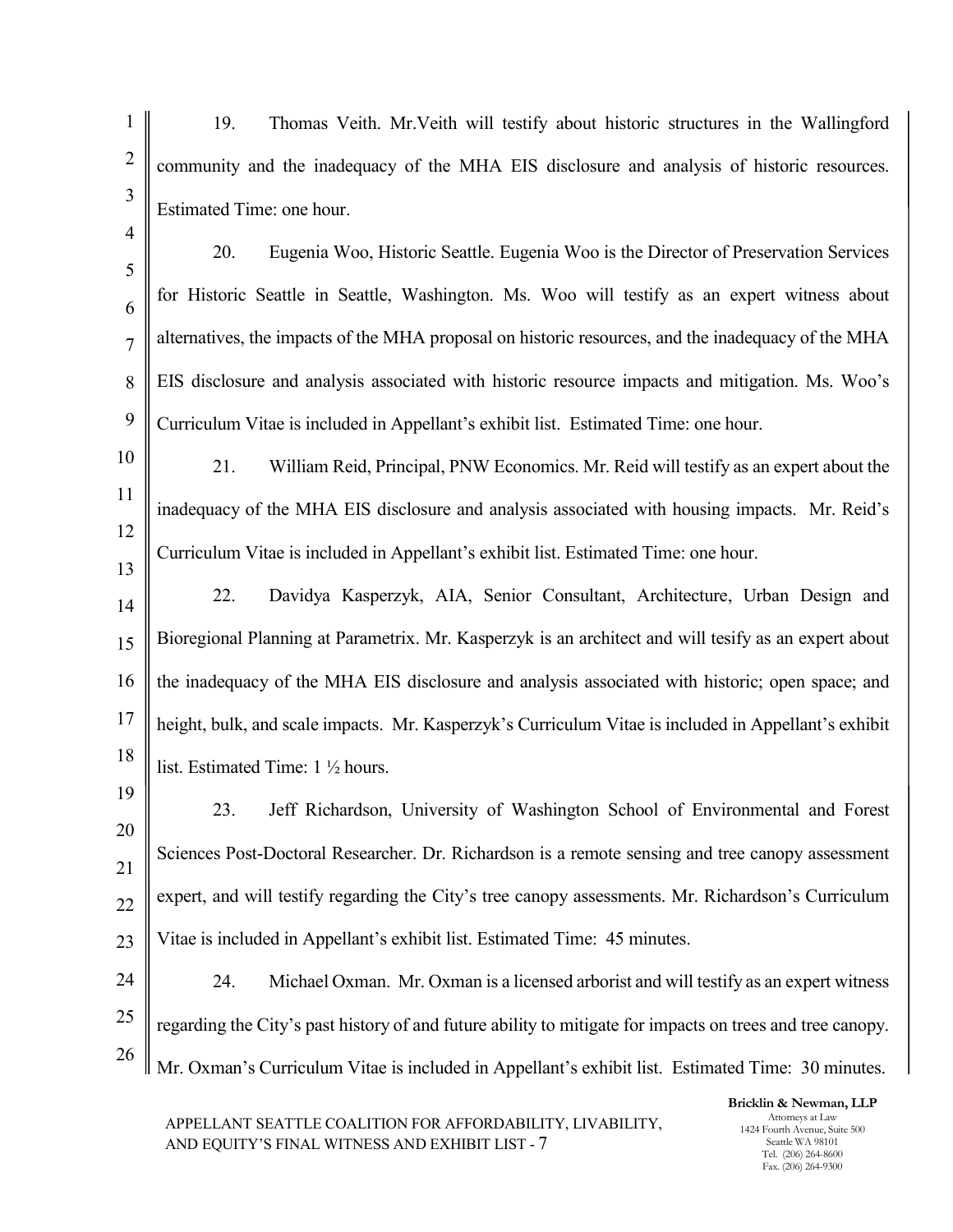19. Thomas Veith. Mr.Veith will testify about historic structures in the Wallingford community and the inadequacy of the MHA EIS disclosure and analysis of historic resources. Estimated Time: one hour.

20. Eugenia Woo, Historic Seattle. Eugenia Woo is the Director of Preservation Services for Historic Seattle in Seattle, Washington. Ms. Woo will testify as an expert witness about alternatives, the impacts of the MHA proposal on historic resources, and the inadequacy of the MHA EIS disclosure and analysis associated with historic resource impacts and mitigation. Ms. Woo's Curriculum Vitae is included in Appellant's exhibit list. Estimated Time: one hour.

21. William Reid, Principal, PNW Economics. Mr. Reid will testify as an expert about the inadequacy of the MHA EIS disclosure and analysis associated with housing impacts. Mr. Reid's Curriculum Vitae is included in Appellant's exhibit list. Estimated Time: one hour.

22. Davidya Kasperzyk, AIA, Senior Consultant, Architecture, Urban Design and Bioregional Planning at Parametrix. Mr. Kasperzyk is an architect and will tesify as an expert about the inadequacy of the MHA EIS disclosure and analysis associated with historic; open space; and height, bulk, and scale impacts. Mr. Kasperzyk's Curriculum Vitae is included in Appellant's exhibit list. Estimated Time: 1 ½ hours.

23. Jeff Richardson, University of Washington School of Environmental and Forest Sciences Post-Doctoral Researcher. Dr. Richardson is a remote sensing and tree canopy assessment expert, and will testify regarding the City's tree canopy assessments. Mr. Richardson's Curriculum Vitae is included in Appellant's exhibit list. Estimated Time: 45 minutes.

24. Michael Oxman. Mr. Oxman is a licensed arborist and will testify as an expert witness regarding the City's past history of and future ability to mitigate for impacts on trees and tree canopy. Mr. Oxman's Curriculum Vitae is included in Appellant's exhibit list. Estimated Time: 30 minutes.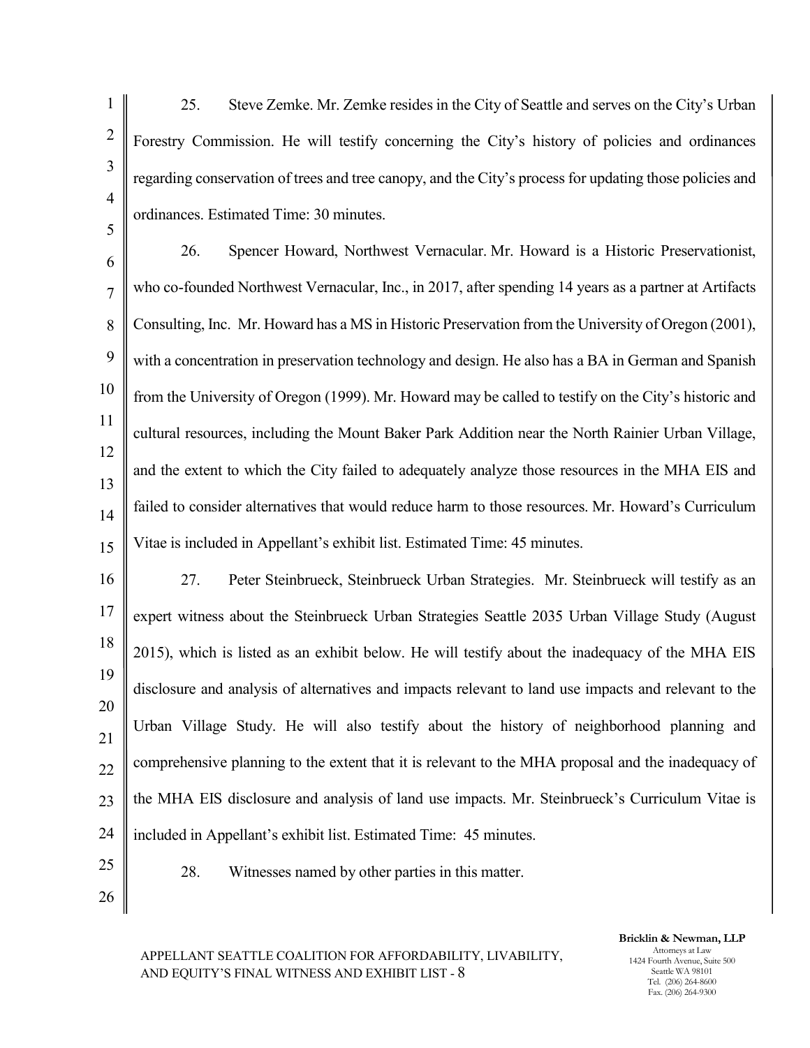25. Steve Zemke. Mr. Zemke resides in the City of Seattle and serves on the City's Urban Forestry Commission. He will testify concerning the City's history of policies and ordinances regarding conservation of trees and tree canopy, and the City's process for updating those policies and ordinances. Estimated Time: 30 minutes.

26. Spencer Howard, Northwest Vernacular. Mr. Howard is a Historic Preservationist, who co-founded Northwest Vernacular, Inc., in 2017, after spending 14 years as a partner at Artifacts Consulting, Inc. Mr. Howard has a MS in Historic Preservation from the University of Oregon (2001), with a concentration in preservation technology and design. He also has a BA in German and Spanish from the University of Oregon (1999). Mr. Howard may be called to testify on the City's historic and cultural resources, including the Mount Baker Park Addition near the North Rainier Urban Village, and the extent to which the City failed to adequately analyze those resources in the MHA EIS and failed to consider alternatives that would reduce harm to those resources. Mr. Howard's Curriculum Vitae is included in Appellant's exhibit list. Estimated Time: 45 minutes.

27. Peter Steinbrueck, Steinbrueck Urban Strategies. Mr. Steinbrueck will testify as an expert witness about the Steinbrueck Urban Strategies Seattle 2035 Urban Village Study (August 2015), which is listed as an exhibit below. He will testify about the inadequacy of the MHA EIS disclosure and analysis of alternatives and impacts relevant to land use impacts and relevant to the Urban Village Study. He will also testify about the history of neighborhood planning and comprehensive planning to the extent that it is relevant to the MHA proposal and the inadequacy of the MHA EIS disclosure and analysis of land use impacts. Mr. Steinbrueck's Curriculum Vitae is included in Appellant's exhibit list. Estimated Time: 45 minutes.

28. Witnesses named by other parties in this matter.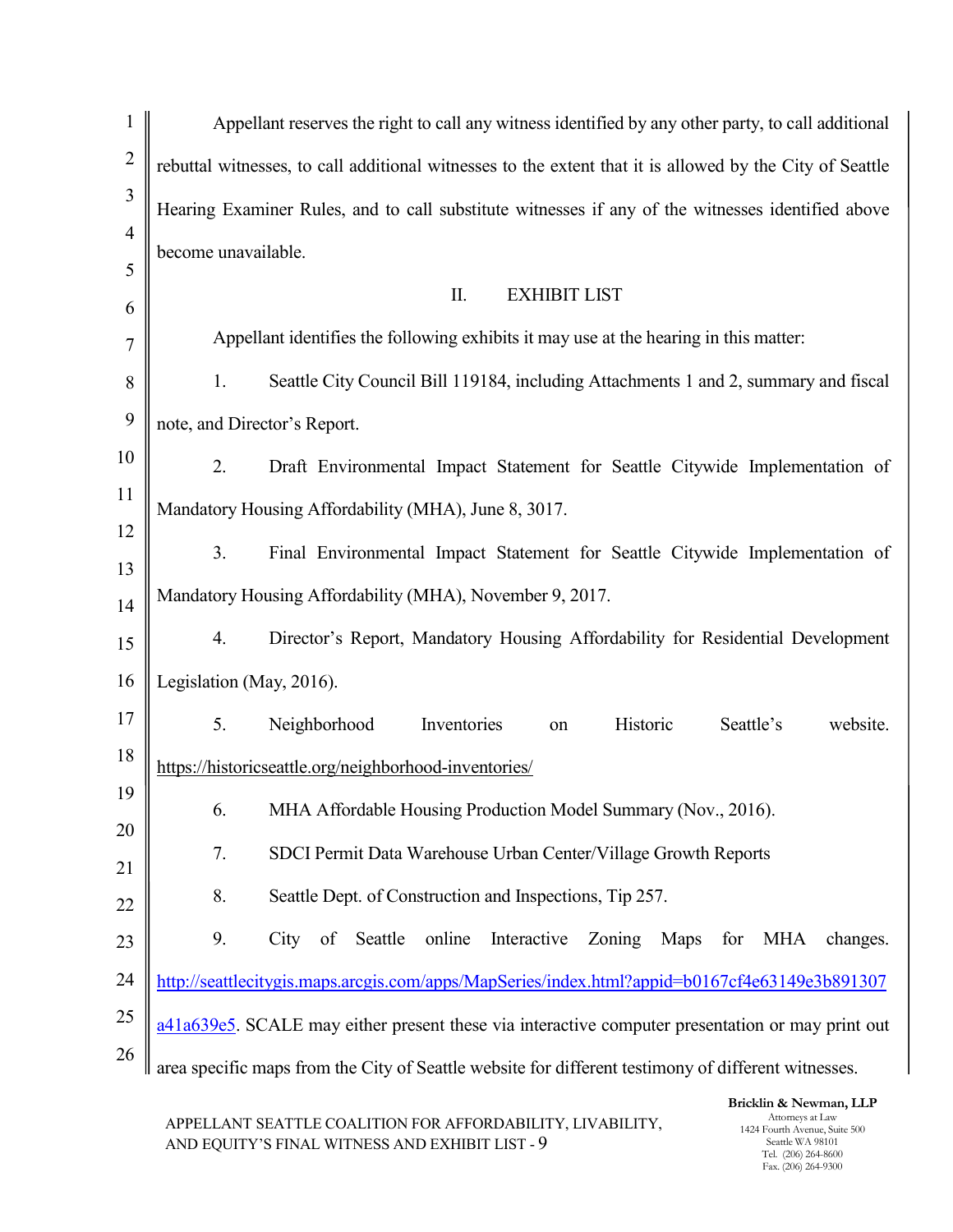Appellant reserves the right to call any witness identified by any other party, to call additional rebuttal witnesses, to call additional witnesses to the extent that it is allowed by the City of Seattle Hearing Examiner Rules, and to call substitute witnesses if any of the witnesses identified above become unavailable.

## II. EXHIBIT LIST

Appellant identifies the following exhibits it may use at the hearing in this matter:

1. Seattle City Council Bill 119184, including Attachments 1 and 2, summary and fiscal note, and Director's Report.

2. Draft Environmental Impact Statement for Seattle Citywide Implementation of Mandatory Housing Affordability (MHA), June 8, 3017.

3. Final Environmental Impact Statement for Seattle Citywide Implementation of Mandatory Housing Affordability (MHA), November 9, 2017.

4. Director's Report, Mandatory Housing Affordability for Residential Development Legislation (May, 2016).

5. Neighborhood Inventories on Historic Seattle's website. https://historicseattle.org/neighborhood-inventories/

6. MHA Affordable Housing Production Model Summary (Nov., 2016).

7. SDCI Permit Data Warehouse Urban Center/Village Growth Reports

8. Seattle Dept. of Construction and Inspections, Tip 257.

9. City of Seattle online Interactive Zoning Maps for MHA changes. http://seattlecitygis.maps.arcgis.com/apps/MapSeries/index.html?appid=b0167cf4e63149e3b891307a41a639e5. SCALE may either present these via interactive computer presentation or may print out area specific maps from the City of Seattle website for different testimony of different witnesses.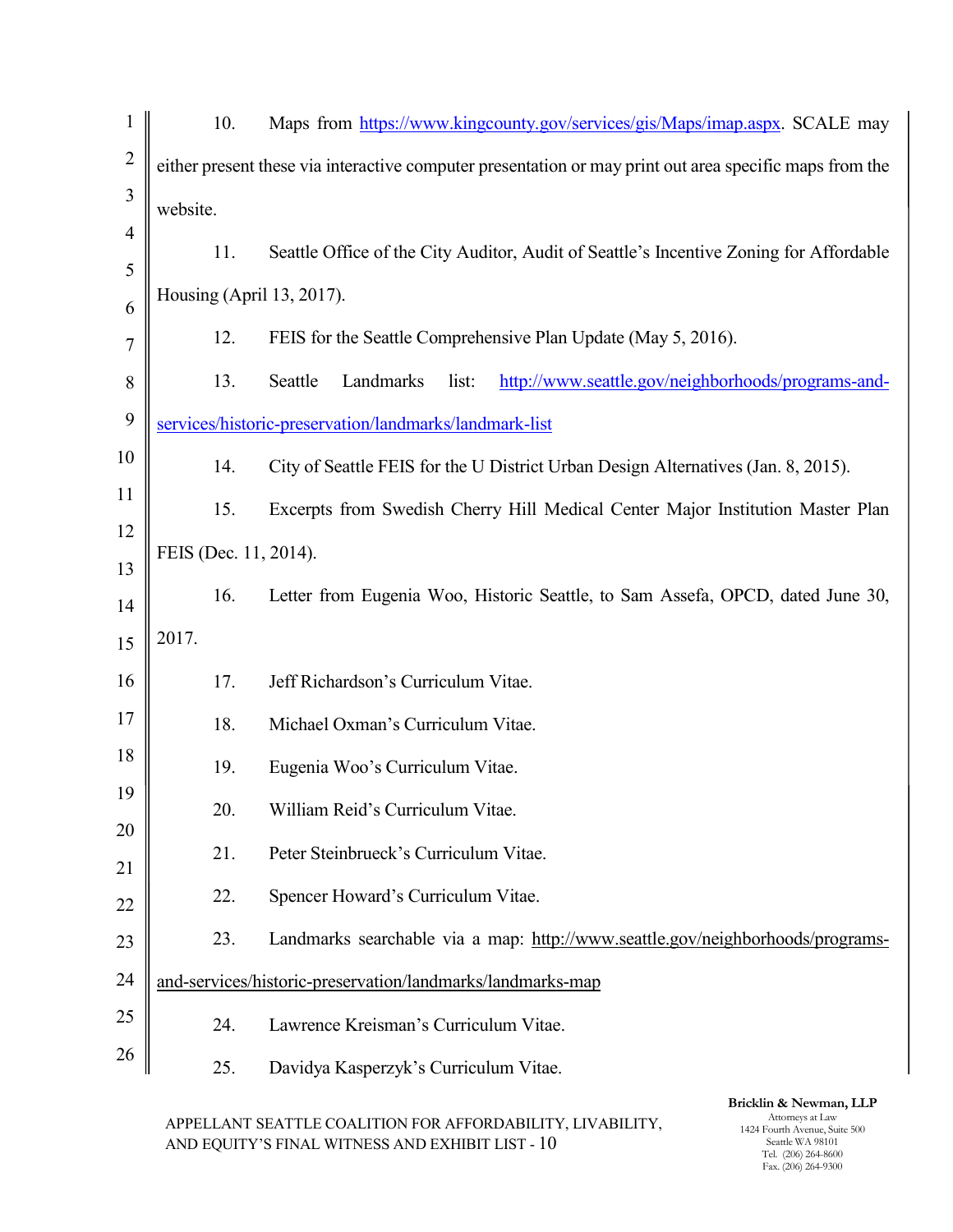10. Maps from https://www.kingcounty.gov/services/gis/Maps/imap.aspx. SCALE may either present these via interactive computer presentation or may print out area specific maps from the website.

11. Seattle Office of the City Auditor, Audit of Seattle's Incentive Zoning for Affordable Housing (April 13, 2017).

12. FEIS for the Seattle Comprehensive Plan Update (May 5, 2016).

13. Seattle Landmarks list: http://www.seattle.gov/neighborhoods/programs-and-services/historic-preservation/landmarks/landmark-list

14. City of Seattle FEIS for the U District Urban Design Alternatives (Jan. 8, 2015).

15. Excerpts from Swedish Cherry Hill Medical Center Major Institution Master Plan FEIS (Dec. 11, 2014).

16. Letter from Eugenia Woo, Historic Seattle, to Sam Assefa, OPCD, dated June 30, 2017.

17. Jeff Richardson's Curriculum Vitae.

18. Michael Oxman's Curriculum Vitae.

19. Eugenia Woo's Curriculum Vitae.

20. William Reid's Curriculum Vitae.

21. Peter Steinbrueck's Curriculum Vitae.

22. Spencer Howard's Curriculum Vitae.

23. Landmarks searchable via a map: http://www.seattle.gov/neighborhoods/programs-and-services/historic-preservation/landmarks/landmarks-map

24. Lawrence Kreisman's Curriculum Vitae.

25. Davidya Kasperzyk's Curriculum Vitae.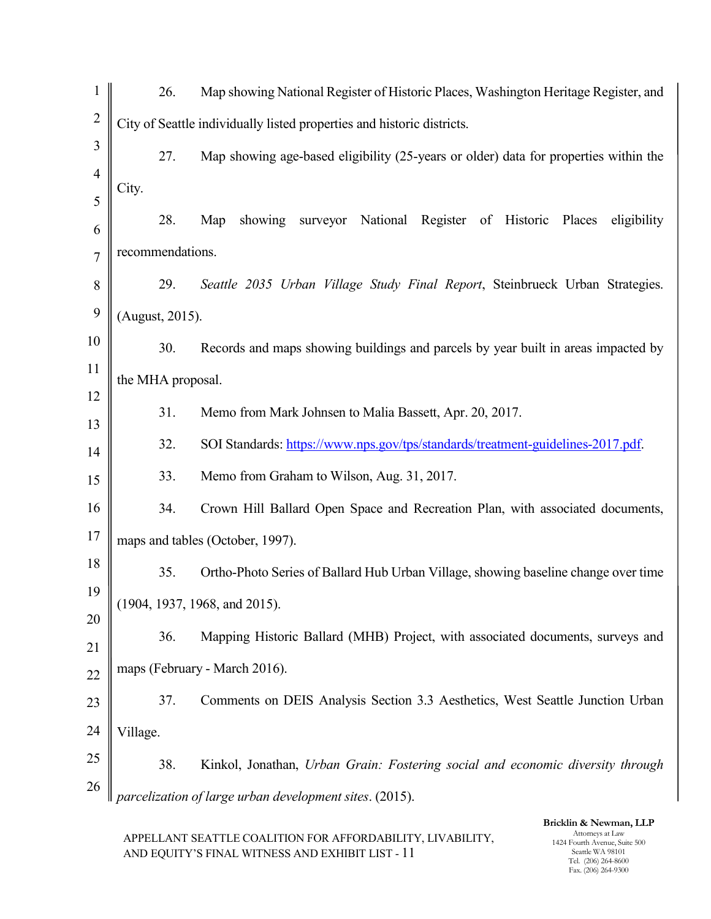26. Map showing National Register of Historic Places, Washington Heritage Register, and City of Seattle individually listed properties and historic districts.

27. Map showing age-based eligibility (25-years or older) data for properties within the City.

28. Map showing surveyor National Register of Historic Places eligibility recommendations.

29. *Seattle 2035 Urban Village Study Final Report*, Steinbrueck Urban Strategies. (August, 2015).

30. Records and maps showing buildings and parcels by year built in areas impacted by the MHA proposal.

31. Memo from Mark Johnsen to Malia Bassett, Apr. 20, 2017.

32. SOI Standards: https://www.nps.gov/tps/standards/treatment-guidelines-2017.pdf.

33. Memo from Graham to Wilson, Aug. 31, 2017.

34. Crown Hill Ballard Open Space and Recreation Plan, with associated documents, maps and tables (October, 1997).

35. Ortho-Photo Series of Ballard Hub Urban Village, showing baseline change over time (1904, 1937, 1968, and 2015).

36. Mapping Historic Ballard (MHB) Project, with associated documents, surveys and maps (February - March 2016).

37. Comments on DEIS Analysis Section 3.3 Aesthetics, West Seattle Junction Urban Village.

38. Kinkol, Jonathan, *Urban Grain: Fostering social and economic diversity through parcelization of large urban development sites*. (2015).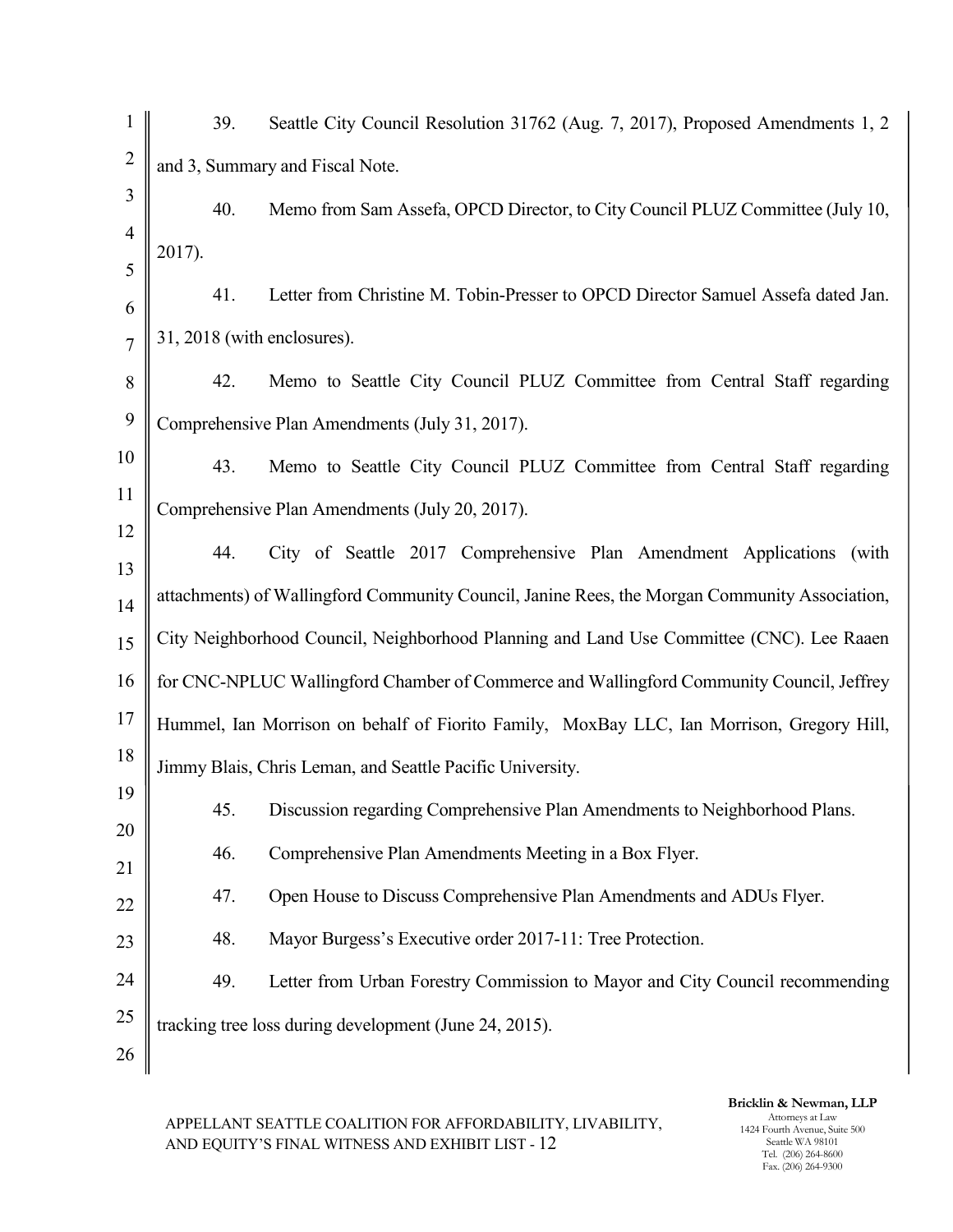39. Seattle City Council Resolution 31762 (Aug. 7, 2017), Proposed Amendments 1, 2 and 3, Summary and Fiscal Note.

40. Memo from Sam Assefa, OPCD Director, to City Council PLUZ Committee (July 10, 2017).

41. Letter from Christine M. Tobin-Presser to OPCD Director Samuel Assefa dated Jan. 31, 2018 (with enclosures).

42. Memo to Seattle City Council PLUZ Committee from Central Staff regarding Comprehensive Plan Amendments (July 31, 2017).

43. Memo to Seattle City Council PLUZ Committee from Central Staff regarding Comprehensive Plan Amendments (July 20, 2017).

44. City of Seattle 2017 Comprehensive Plan Amendment Applications (with attachments) of Wallingford Community Council, Janine Rees, the Morgan Community Association, City Neighborhood Council, Neighborhood Planning and Land Use Committee (CNC). Lee Raaen for CNC-NPLUC Wallingford Chamber of Commerce and Wallingford Community Council, Jeffrey Hummel, Ian Morrison on behalf of Fiorito Family, MoxBay LLC, Ian Morrison, Gregory Hill, Jimmy Blais, Chris Leman, and Seattle Pacific University.

45. Discussion regarding Comprehensive Plan Amendments to Neighborhood Plans.

46. Comprehensive Plan Amendments Meeting in a Box Flyer.

47. Open House to Discuss Comprehensive Plan Amendments and ADUs Flyer.

48. Mayor Burgess's Executive order 2017-11: Tree Protection.

49. Letter from Urban Forestry Commission to Mayor and City Council recommending tracking tree loss during development (June 24, 2015).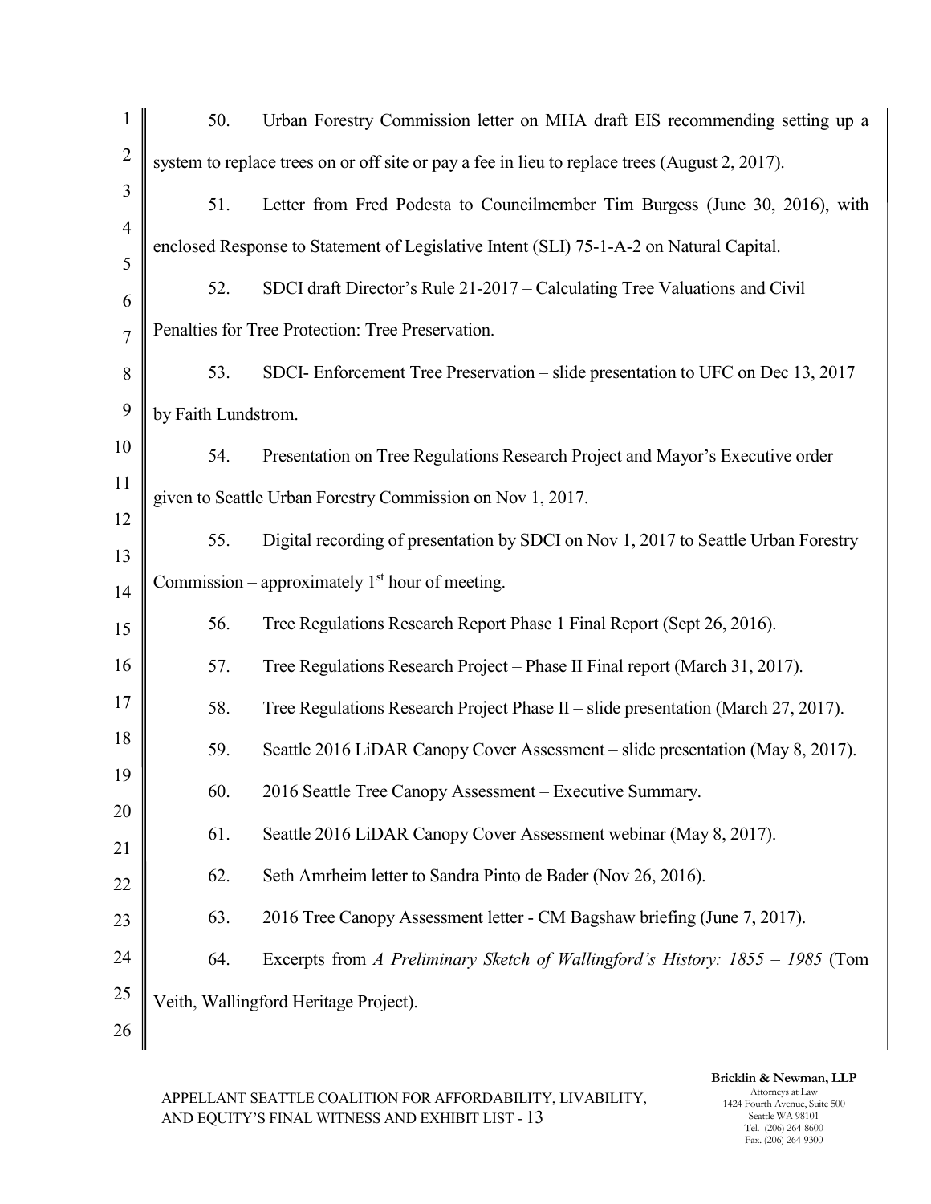50. Urban Forestry Commission letter on MHA draft EIS recommending setting up a system to replace trees on or off site or pay a fee in lieu to replace trees (August 2, 2017).

51. Letter from Fred Podesta to Councilmember Tim Burgess (June 30, 2016), with enclosed Response to Statement of Legislative Intent (SLI) 75-1-A-2 on Natural Capital.

52. SDCI draft Director's Rule 21-2017 – Calculating Tree Valuations and Civil Penalties for Tree Protection: Tree Preservation.

53. SDCI- Enforcement Tree Preservation – slide presentation to UFC on Dec 13, 2017 by Faith Lundstrom.

54. Presentation on Tree Regulations Research Project and Mayor's Executive order given to Seattle Urban Forestry Commission on Nov 1, 2017.

55. Digital recording of presentation by SDCI on Nov 1, 2017 to Seattle Urban Forestry Commission – approximately 1st hour of meeting.

56. Tree Regulations Research Report Phase 1 Final Report (Sept 26, 2016).

57. Tree Regulations Research Project – Phase II Final report (March 31, 2017).

58. Tree Regulations Research Project Phase II – slide presentation (March 27, 2017).

59. Seattle 2016 LiDAR Canopy Cover Assessment – slide presentation (May 8, 2017).

60. 2016 Seattle Tree Canopy Assessment – Executive Summary.

61. Seattle 2016 LiDAR Canopy Cover Assessment webinar (May 8, 2017).

62. Seth Amrheim letter to Sandra Pinto de Bader (Nov 26, 2016).

63. 2016 Tree Canopy Assessment letter - CM Bagshaw briefing (June 7, 2017).

64. Excerpts from *A Preliminary Sketch of Wallingford's History: 1855 – 1985* (Tom Veith, Wallingford Heritage Project).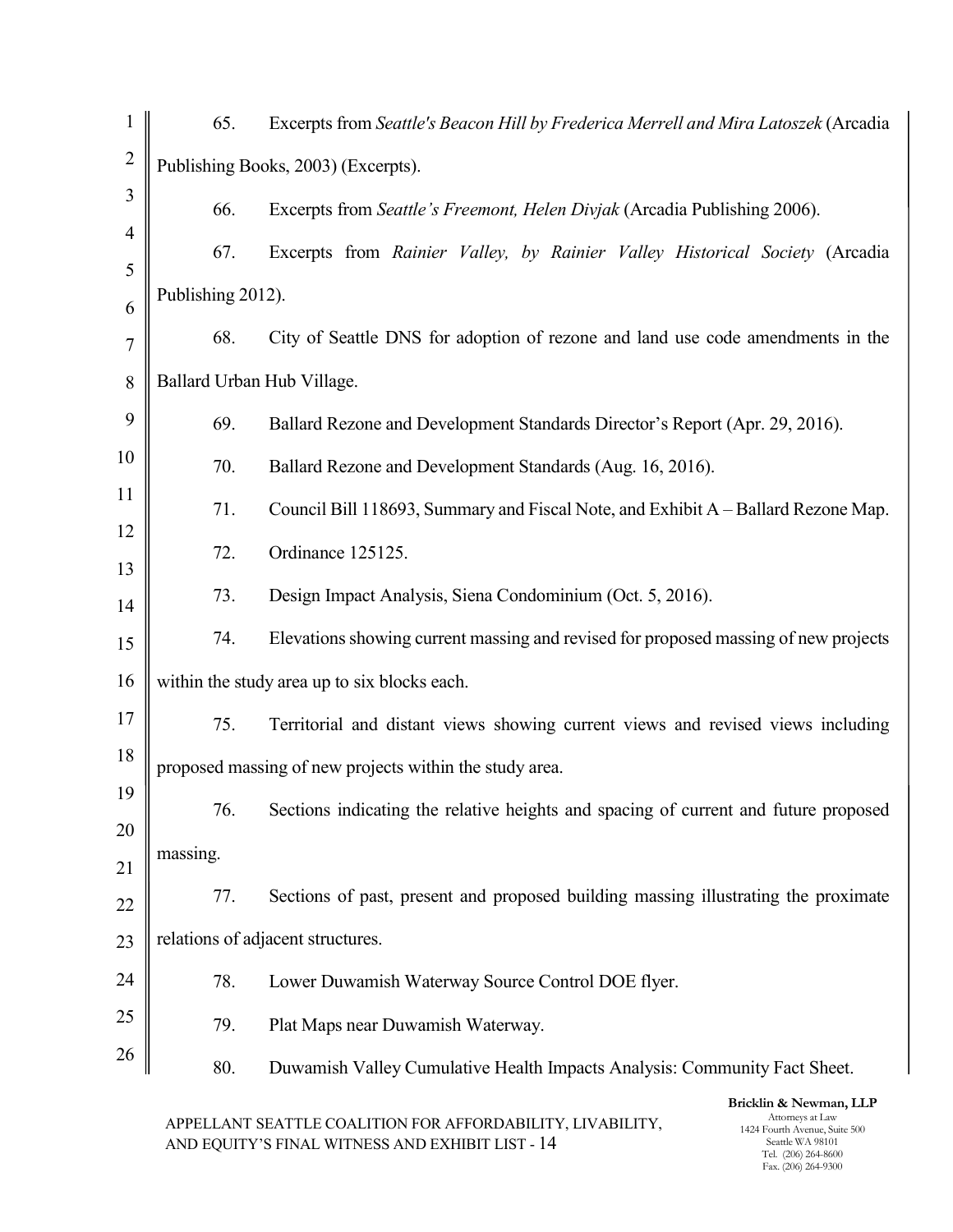65. Excerpts from *Seattle's Beacon Hill by Frederica Merrell and Mira Latoszek* (Arcadia Publishing Books, 2003) (Excerpts).

66. Excerpts from *Seattle's Freemont, Helen Divjak* (Arcadia Publishing 2006).

67. Excerpts from *Rainier Valley, by Rainier Valley Historical Society* (Arcadia Publishing 2012).

68. City of Seattle DNS for adoption of rezone and land use code amendments in the Ballard Urban Hub Village.

69. Ballard Rezone and Development Standards Director's Report (Apr. 29, 2016).

70. Ballard Rezone and Development Standards (Aug. 16, 2016).

71. Council Bill 118693, Summary and Fiscal Note, and Exhibit A – Ballard Rezone Map.

72. Ordinance 125125.

73. Design Impact Analysis, Siena Condominium (Oct. 5, 2016).

74. Elevations showing current massing and revised for proposed massing of new projects within the study area up to six blocks each.

75. Territorial and distant views showing current views and revised views including proposed massing of new projects within the study area.

76. Sections indicating the relative heights and spacing of current and future proposed massing.

77. Sections of past, present and proposed building massing illustrating the proximate relations of adjacent structures.

78. Lower Duwamish Waterway Source Control DOE flyer.

79. Plat Maps near Duwamish Waterway.

80. Duwamish Valley Cumulative Health Impacts Analysis: Community Fact Sheet.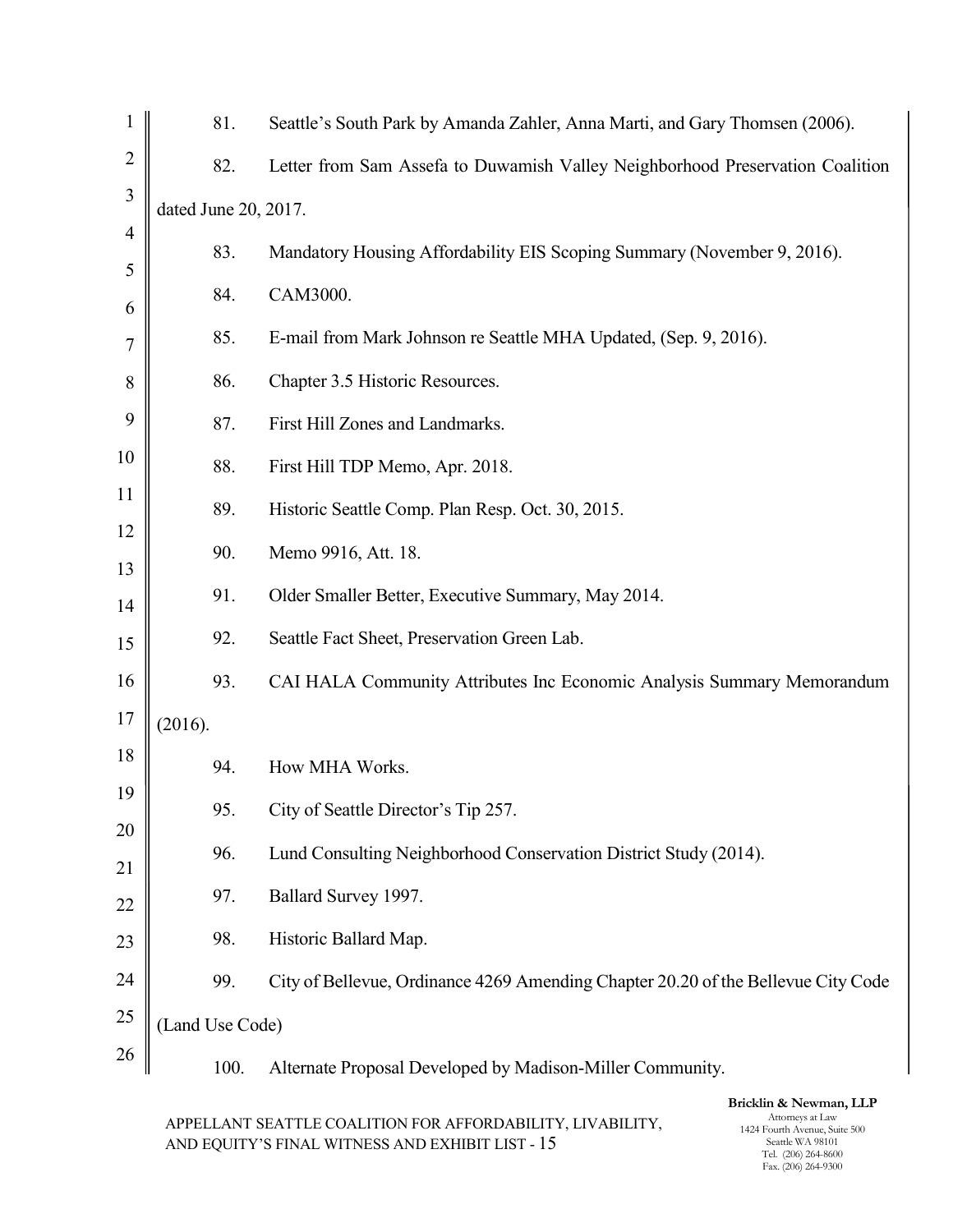81. Seattle's South Park by Amanda Zahler, Anna Marti, and Gary Thomsen (2006).

82. Letter from Sam Assefa to Duwamish Valley Neighborhood Preservation Coalition dated June 20, 2017.

83. Mandatory Housing Affordability EIS Scoping Summary (November 9, 2016).

84. CAM3000.

85. E-mail from Mark Johnson re Seattle MHA Updated, (Sep. 9, 2016).

86. Chapter 3.5 Historic Resources.

87. First Hill Zones and Landmarks.

88. First Hill TDP Memo, Apr. 2018.

89. Historic Seattle Comp. Plan Resp. Oct. 30, 2015.

90. Memo 9916, Att. 18.

91. Older Smaller Better, Executive Summary, May 2014.

92. Seattle Fact Sheet, Preservation Green Lab.

93. CAI HALA Community Attributes Inc Economic Analysis Summary Memorandum (2016).

94. How MHA Works.

95. City of Seattle Director's Tip 257.

96. Lund Consulting Neighborhood Conservation District Study (2014).

97. Ballard Survey 1997.

98. Historic Ballard Map.

99. City of Bellevue, Ordinance 4269 Amending Chapter 20.20 of the Bellevue City Code (Land Use Code)

100. Alternate Proposal Developed by Madison-Miller Community.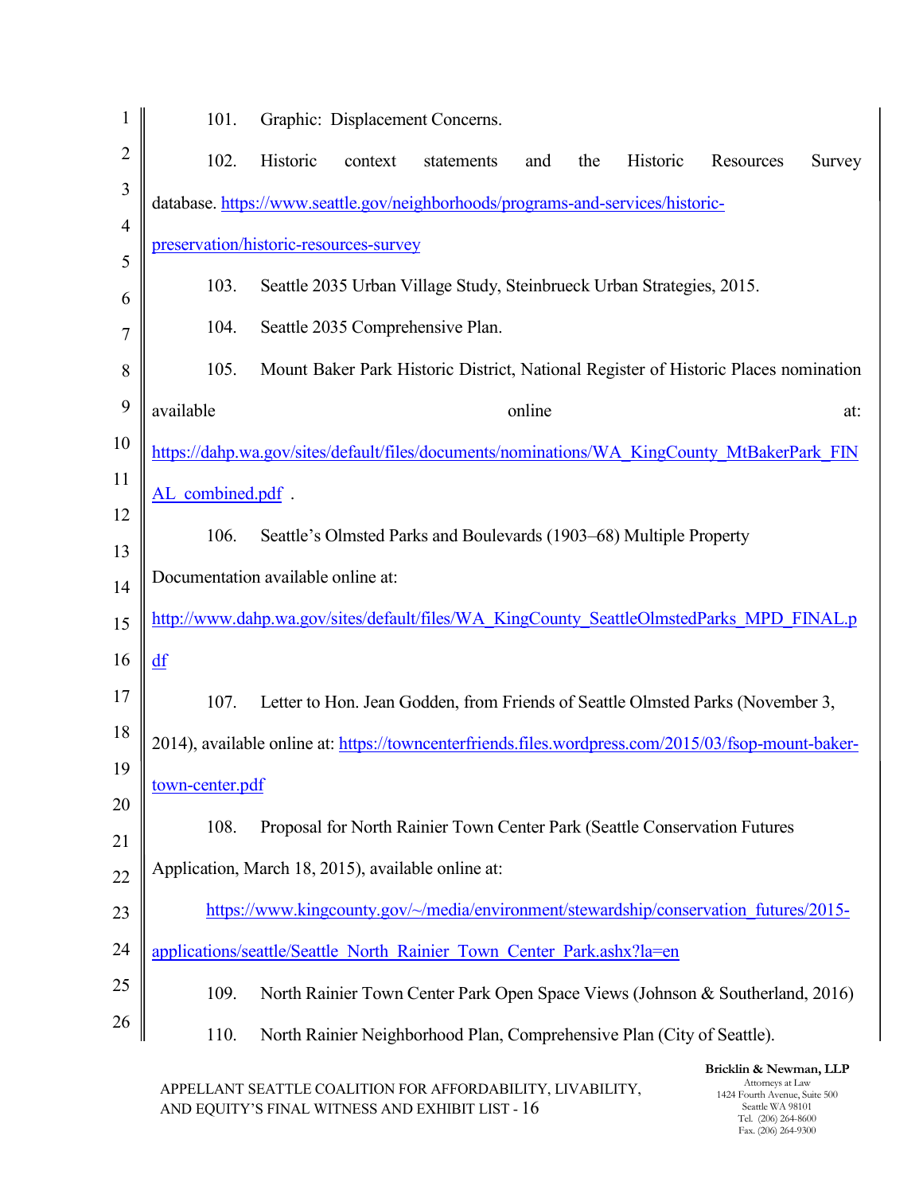101. Graphic: Displacement Concerns.

102. Historic context statements and the Historic Resources Survey database. https://www.seattle.gov/neighborhoods/programs-and-services/historic-preservation/historic-resources-survey

103. Seattle 2035 Urban Village Study, Steinbrueck Urban Strategies, 2015.

104. Seattle 2035 Comprehensive Plan.

105. Mount Baker Park Historic District, National Register of Historic Places nomination available online at: https://dahp.wa.gov/sites/default/files/documents/nominations/WA_KingCounty_MtBakerPark_FINAL_combined.pdf .

106. Seattle's Olmsted Parks and Boulevards (1903–68) Multiple Property Documentation available online at: http://www.dahp.wa.gov/sites/default/files/WA_KingCounty_SeattleOlmstedParks_MPD_FINAL.pdf

107. Letter to Hon. Jean Godden, from Friends of Seattle Olmsted Parks (November 3, 2014), available online at: https://towncenterfriends.files.wordpress.com/2015/03/fsop-mount-baker-town-center.pdf

108. Proposal for North Rainier Town Center Park (Seattle Conservation Futures Application, March 18, 2015), available online at:

https://www.kingcounty.gov/~/media/environment/stewardship/conservation_futures/2015-applications/seattle/Seattle_North_Rainier_Town_Center_Park.ashx?la=en

109. North Rainier Town Center Park Open Space Views (Johnson & Southerland, 2016)

110. North Rainier Neighborhood Plan, Comprehensive Plan (City of Seattle).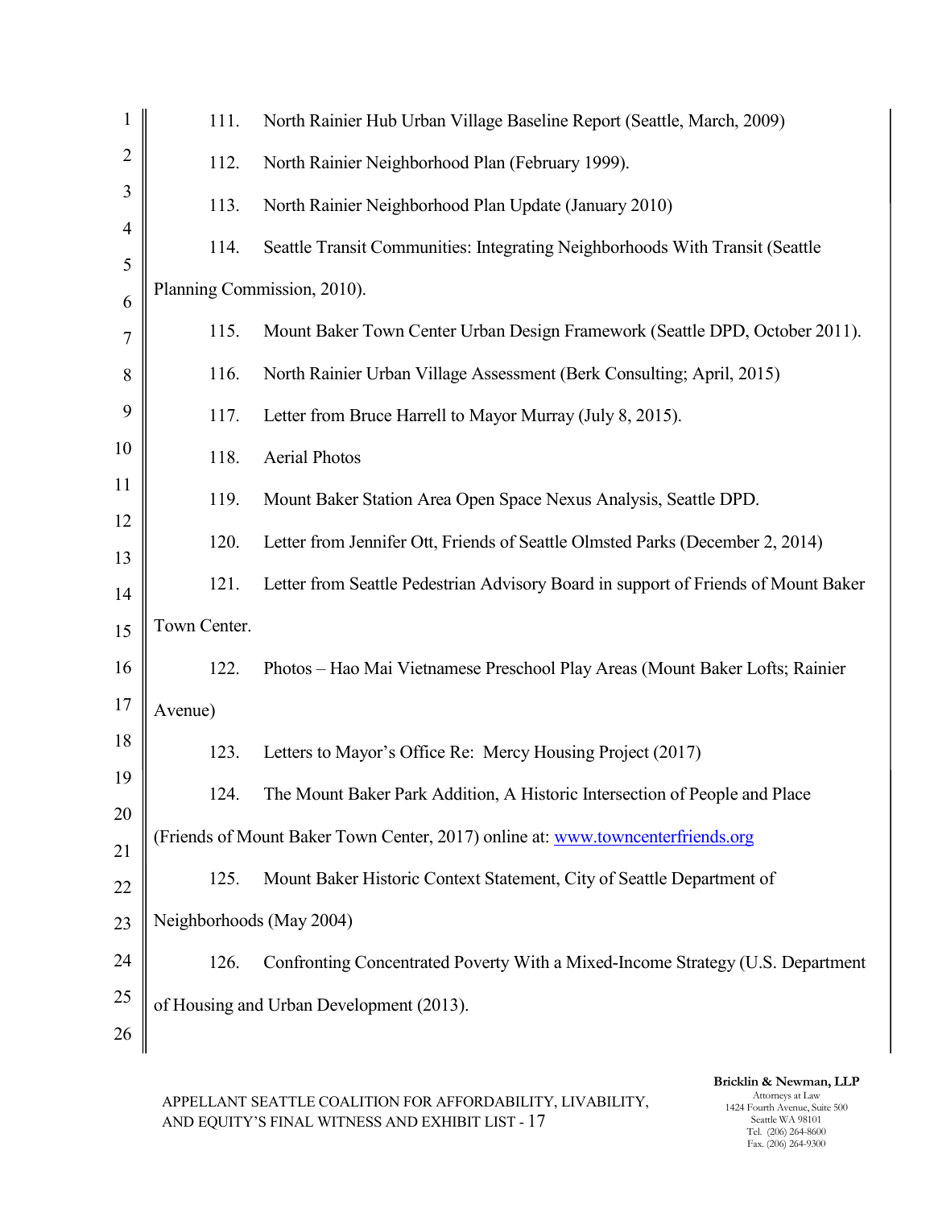111. North Rainier Hub Urban Village Baseline Report (Seattle, March, 2009)

112. North Rainier Neighborhood Plan (February 1999).

113. North Rainier Neighborhood Plan Update (January 2010)

114. Seattle Transit Communities: Integrating Neighborhoods With Transit (Seattle Planning Commission, 2010).

115. Mount Baker Town Center Urban Design Framework (Seattle DPD, October 2011).

116. North Rainier Urban Village Assessment (Berk Consulting; April, 2015)

117. Letter from Bruce Harrell to Mayor Murray (July 8, 2015).

118. Aerial Photos

119. Mount Baker Station Area Open Space Nexus Analysis, Seattle DPD.

120. Letter from Jennifer Ott, Friends of Seattle Olmsted Parks (December 2, 2014)

121. Letter from Seattle Pedestrian Advisory Board in support of Friends of Mount Baker Town Center.

122. Photos – Hao Mai Vietnamese Preschool Play Areas (Mount Baker Lofts; Rainier Avenue)

123. Letters to Mayor's Office Re: Mercy Housing Project (2017)

124. The Mount Baker Park Addition, A Historic Intersection of People and Place (Friends of Mount Baker Town Center, 2017) online at: www.towncenterfriends.org

125. Mount Baker Historic Context Statement, City of Seattle Department of Neighborhoods (May 2004)

126. Confronting Concentrated Poverty With a Mixed-Income Strategy (U.S. Department of Housing and Urban Development (2013).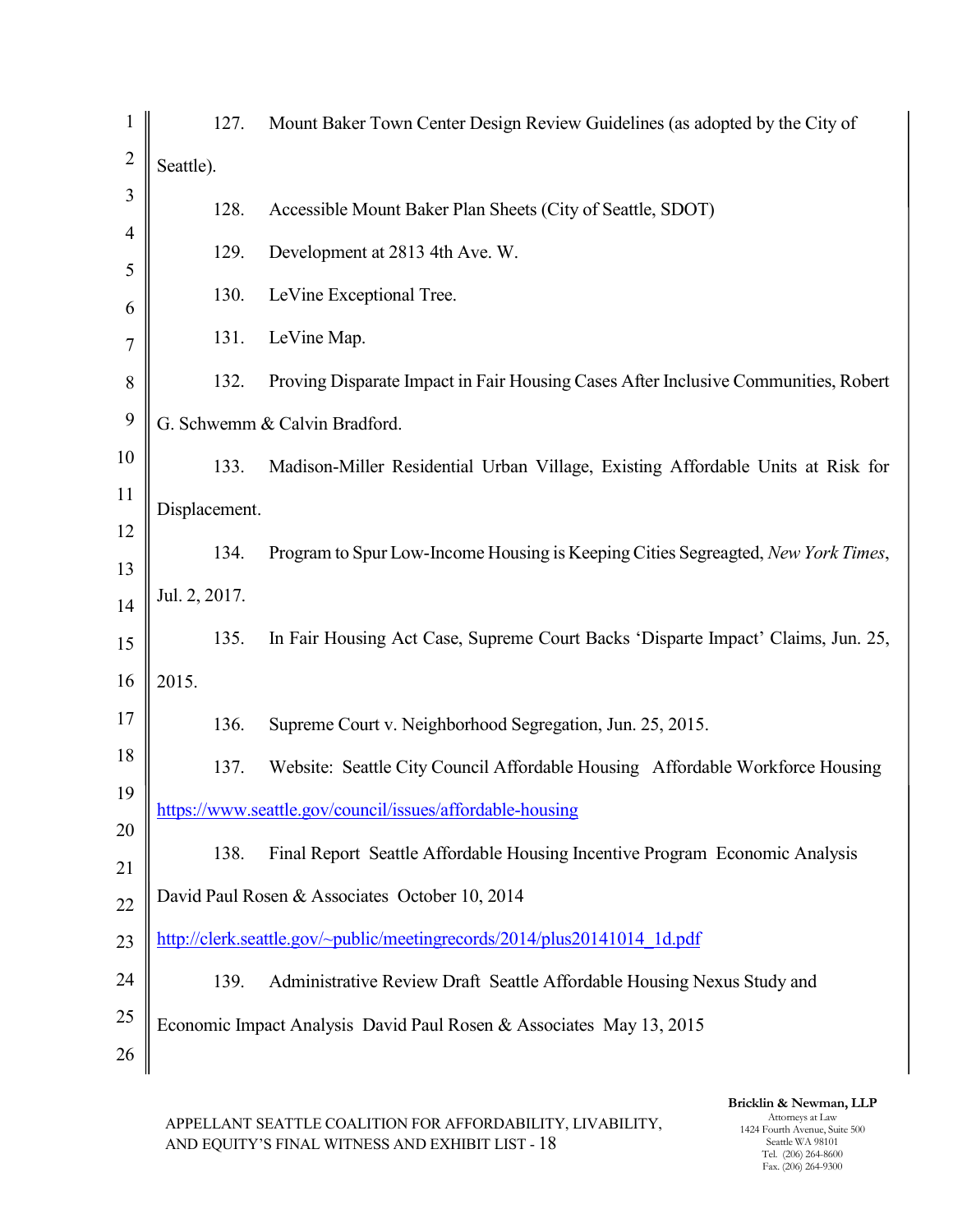127. Mount Baker Town Center Design Review Guidelines (as adopted by the City of Seattle).

128. Accessible Mount Baker Plan Sheets (City of Seattle, SDOT)

129. Development at 2813 4th Ave. W.

130. LeVine Exceptional Tree.

131. LeVine Map.

132. Proving Disparate Impact in Fair Housing Cases After Inclusive Communities, Robert G. Schwemm & Calvin Bradford.

133. Madison-Miller Residential Urban Village, Existing Affordable Units at Risk for Displacement.

134. Program to Spur Low-Income Housing is Keeping Cities Segreagted, *New York Times*, Jul. 2, 2017.

135. In Fair Housing Act Case, Supreme Court Backs 'Disparte Impact' Claims, Jun. 25, 2015.

136. Supreme Court v. Neighborhood Segregation, Jun. 25, 2015.

137. Website: Seattle City Council Affordable Housing Affordable Workforce Housing https://www.seattle.gov/council/issues/affordable-housing

138. Final Report Seattle Affordable Housing Incentive Program Economic Analysis David Paul Rosen & Associates October 10, 2014 http://clerk.seattle.gov/~public/meetingrecords/2014/plus20141014_1d.pdf

139. Administrative Review Draft Seattle Affordable Housing Nexus Study and Economic Impact Analysis David Paul Rosen & Associates May 13, 2015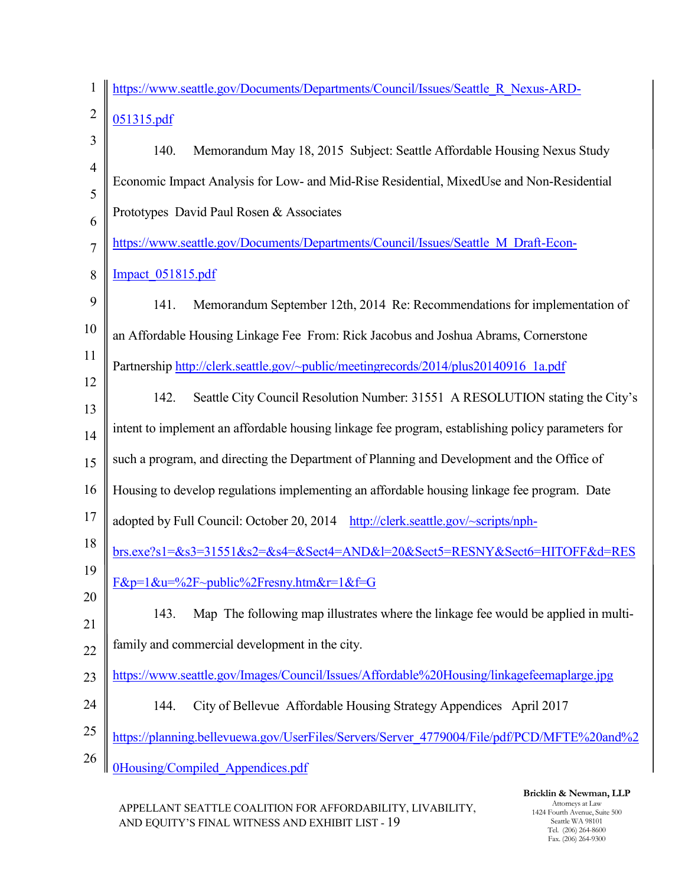https://www.seattle.gov/Documents/Departments/Council/Issues/Seattle_R_Nexus-ARD-051315.pdf

140. Memorandum May 18, 2015 Subject: Seattle Affordable Housing Nexus Study Economic Impact Analysis for Low- and Mid-Rise Residential, MixedUse and Non-Residential Prototypes David Paul Rosen & Associates https://www.seattle.gov/Documents/Departments/Council/Issues/Seattle_M_Draft-Econ-Impact_051815.pdf

141. Memorandum September 12th, 2014 Re: Recommendations for implementation of an Affordable Housing Linkage Fee From: Rick Jacobus and Joshua Abrams, Cornerstone Partnership http://clerk.seattle.gov/~public/meetingrecords/2014/plus20140916_1a.pdf

142. Seattle City Council Resolution Number: 31551 A RESOLUTION stating the City's intent to implement an affordable housing linkage fee program, establishing policy parameters for such a program, and directing the Department of Planning and Development and the Office of Housing to develop regulations implementing an affordable housing linkage fee program. Date adopted by Full Council: October 20, 2014 http://clerk.seattle.gov/~scripts/nph-brs.exe?s1=&s3=31551&s2=&s4=&Sect4=AND&l=20&Sect5=RESNY&Sect6=HITOFF&d=RESF&p=1&u=%2F~public%2Fresny.htm&r=1&f=G

143. Map The following map illustrates where the linkage fee would be applied in multi-family and commercial development in the city. https://www.seattle.gov/Images/Council/Issues/Affordable%20Housing/linkagefeemaplarge.jpg

144. City of Bellevue Affordable Housing Strategy Appendices April 2017 https://planning.bellevuewa.gov/UserFiles/Servers/Server_4779004/File/pdf/PCD/MFTE%20and%20Housing/Compiled_Appendices.pdf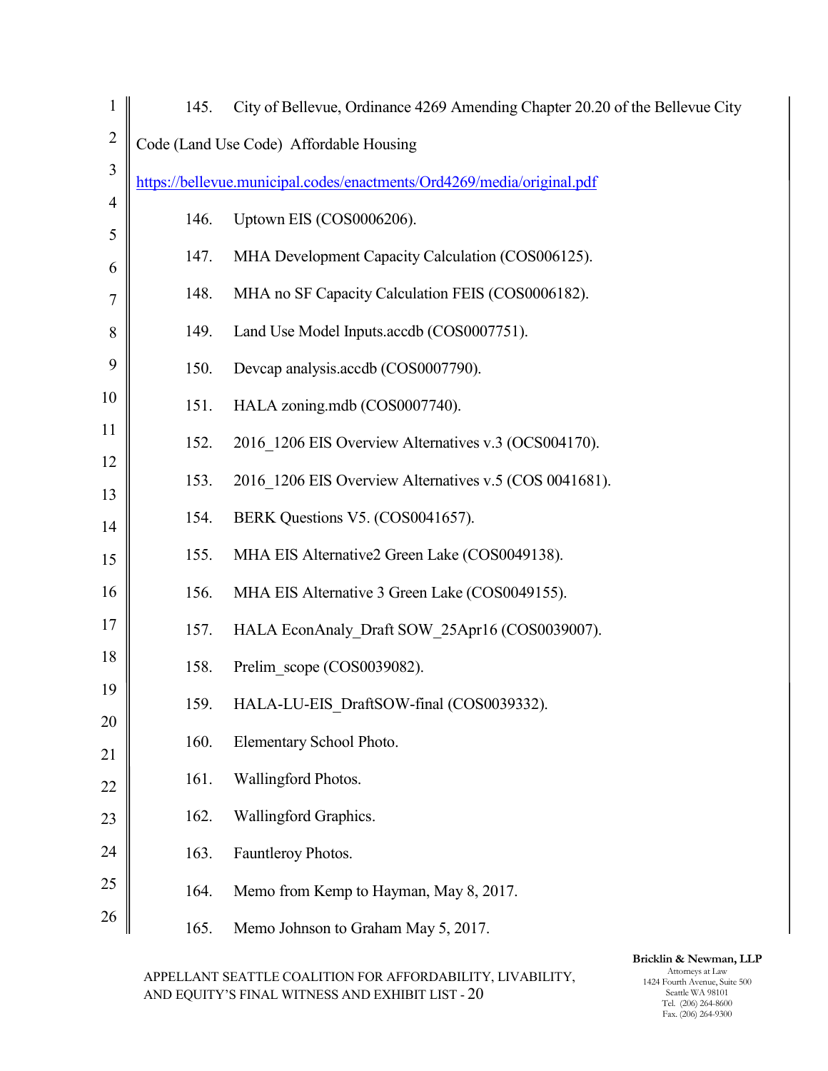145. City of Bellevue, Ordinance 4269 Amending Chapter 20.20 of the Bellevue City Code (Land Use Code) Affordable Housing https://bellevue.municipal.codes/enactments/Ord4269/media/original.pdf

146. Uptown EIS (COS0006206).

147. MHA Development Capacity Calculation (COS006125).

148. MHA no SF Capacity Calculation FEIS (COS0006182).

149. Land Use Model Inputs.accdb (COS0007751).

150. Devcap analysis.accdb (COS0007790).

151. HALA zoning.mdb (COS0007740).

152. 2016_1206 EIS Overview Alternatives v.3 (OCS004170).

153. 2016_1206 EIS Overview Alternatives v.5 (COS 0041681).

154. BERK Questions V5. (COS0041657).

155. MHA EIS Alternative2 Green Lake (COS0049138).

156. MHA EIS Alternative 3 Green Lake (COS0049155).

157. HALA EconAnaly_Draft SOW_25Apr16 (COS0039007).

158. Prelim_scope (COS0039082).

159. HALA-LU-EIS_DraftSOW-final (COS0039332).

160. Elementary School Photo.

161. Wallingford Photos.

162. Wallingford Graphics.

163. Fauntleroy Photos.

164. Memo from Kemp to Hayman, May 8, 2017.

165. Memo Johnson to Graham May 5, 2017.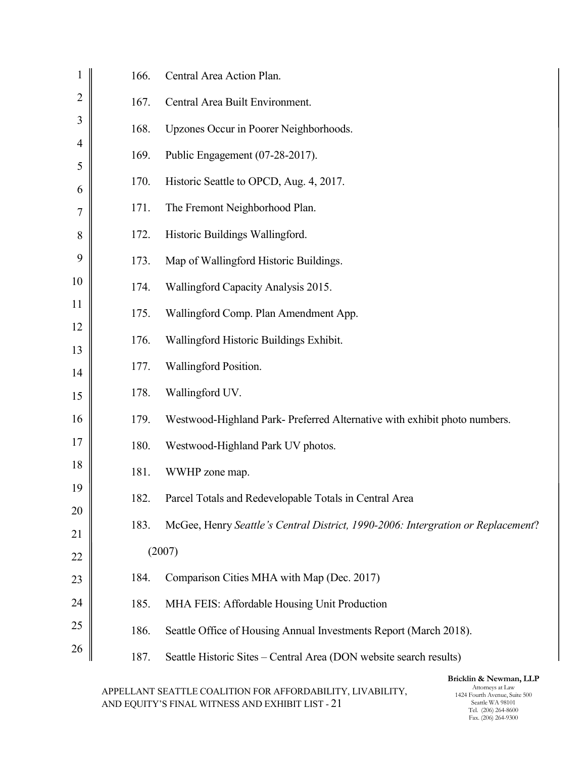166. Central Area Action Plan.

167. Central Area Built Environment.

168. Upzones Occur in Poorer Neighborhoods.

169. Public Engagement (07-28-2017).

170. Historic Seattle to OPCD, Aug. 4, 2017.

171. The Fremont Neighborhood Plan.

172. Historic Buildings Wallingford.

173. Map of Wallingford Historic Buildings.

174. Wallingford Capacity Analysis 2015.

175. Wallingford Comp. Plan Amendment App.

176. Wallingford Historic Buildings Exhibit.

177. Wallingford Position.

178. Wallingford UV.

179. Westwood-Highland Park- Preferred Alternative with exhibit photo numbers.

180. Westwood-Highland Park UV photos.

181. WWHP zone map.

182. Parcel Totals and Redevelopable Totals in Central Area

183. McGee, Henry *Seattle's Central District, 1990-2006: Intergration or Replacement*? (2007)

184. Comparison Cities MHA with Map (Dec. 2017)

185. MHA FEIS: Affordable Housing Unit Production

186. Seattle Office of Housing Annual Investments Report (March 2018).

187. Seattle Historic Sites – Central Area (DON website search results)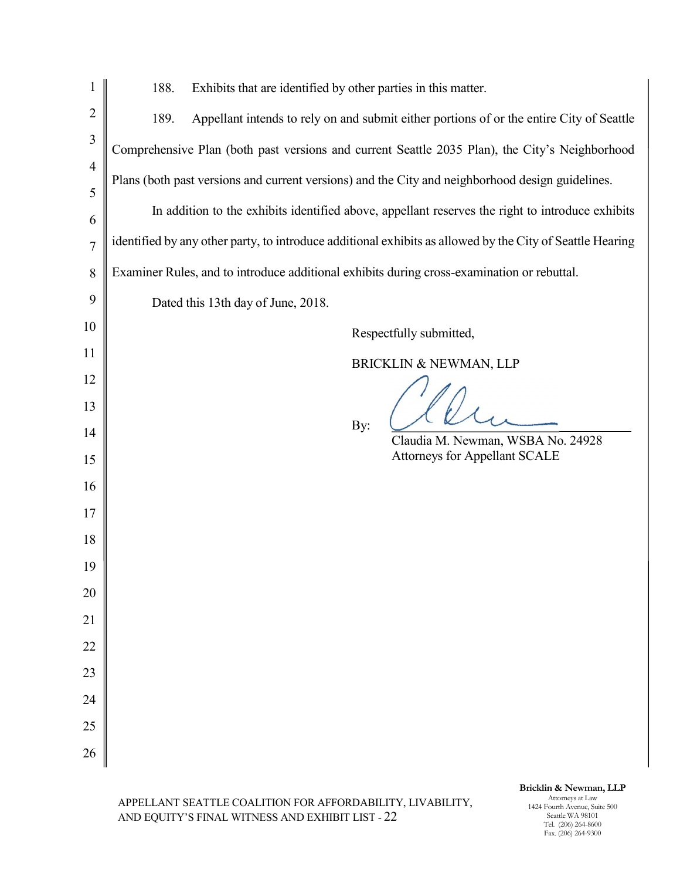188. Exhibits that are identified by other parties in this matter.

189. Appellant intends to rely on and submit either portions of or the entire City of Seattle Comprehensive Plan (both past versions and current Seattle 2035 Plan), the City's Neighborhood Plans (both past versions and current versions) and the City and neighborhood design guidelines.

In addition to the exhibits identified above, appellant reserves the right to introduce exhibits identified by any other party, to introduce additional exhibits as allowed by the City of Seattle Hearing Examiner Rules, and to introduce additional exhibits during cross-examination or rebuttal.

Dated this 13th day of June, 2018.

Respectfully submitted,

BRICKLIN & NEWMAN, LLP

By: ______________________
Claudia M. Newman, WSBA No. 24928
Attorneys for Appellant SCALE